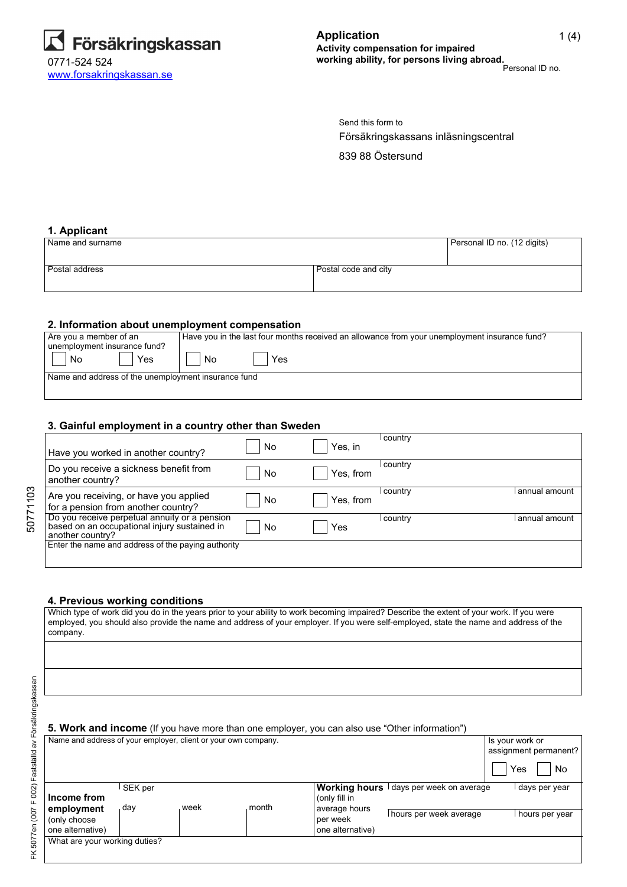Försäkringskassan
0771-524 524
www.forsakringskassan.se

# Application
**Activity compensation for impaired working ability, for persons living abroad.**

Personal ID no.

Send this form to
Försäkringskassans inläsningscentral
839 88 Östersund

## 1. Applicant

| Name and surname | | Personal ID no. (12 digits) |
|---|---|---|
| Postal address | Postal code and city | |

## 2. Information about unemployment compensation

| Are you a member of an unemployment insurance fund? ☐ No ☐ Yes | Have you in the last four months received an allowance from your unemployment insurance fund? ☐ No ☐ Yes |
|---|---|
| Name and address of the unemployment insurance fund | |

## 3. Gainful employment in a country other than Sweden

| | | | country | annual amount |
|---|---|---|---|---|
| Have you worked in another country? | ☐ No | ☐ Yes, in | | |
| Do you receive a sickness benefit from another country? | ☐ No | ☐ Yes, from | | |
| Are you receiving, or have you applied for a pension from another country? | ☐ No | ☐ Yes, from | | |
| Do you receive perpetual annuity or a pension based on an occupational injury sustained in another country? | ☐ No | ☐ Yes | | |
| Enter the name and address of the paying authority | | | | |

## 4. Previous working conditions

Which type of work did you do in the years prior to your ability to work becoming impaired? Describe the extent of your work. If you were employed, you should also provide the name and address of your employer. If you were self-employed, state the name and address of the company.

## 5. Work and income (If you have more than one employer, you can also use "Other information")

| Name and address of your employer, client or your own company. | | | | | | Is your work or assignment permanent? ☐ Yes ☐ No |
|---|---|---|---|---|---|---|
| **Income from employment** (only choose one alternative) | SEK per day | week | month | **Working hours** (only fill in average hours per week one alternative) | days per week on average / hours per week average | days per year / hours per year |
| What are your working duties? | | | | | | |

FK 5077en (007 F 002) Fastställd av Försäkringskassan

50771103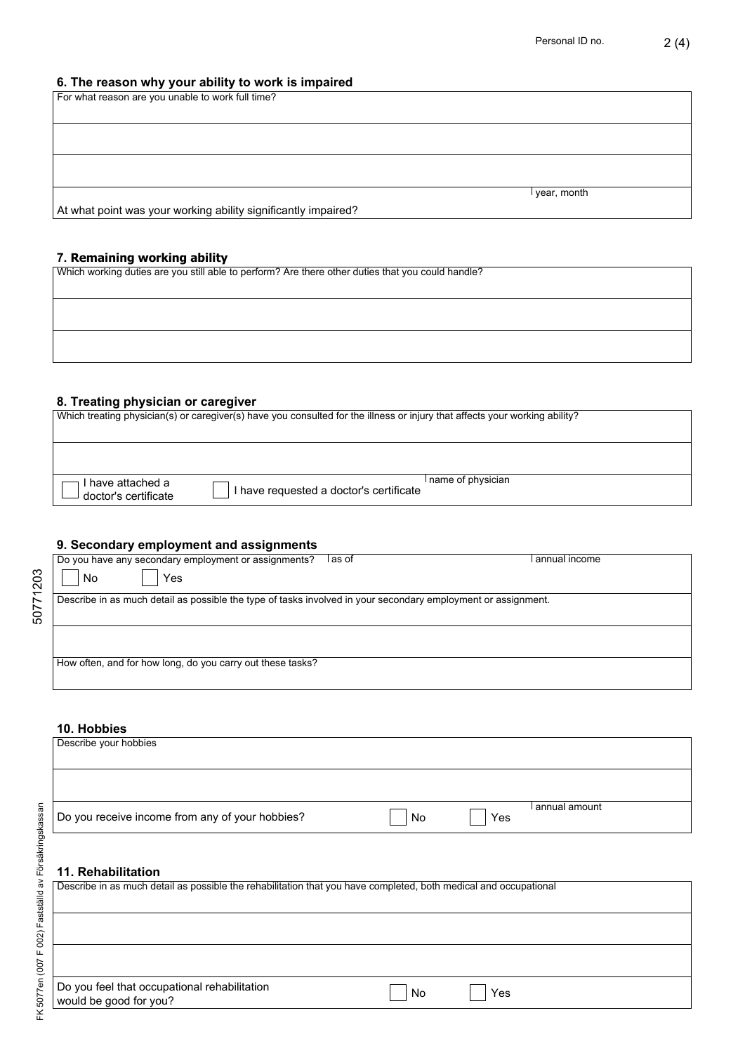Personal ID no.

## 6. The reason why your ability to work is impaired

For what reason are you unable to work full time?

At what point was your working ability significantly impaired? year, month

## 7. Remaining working ability

Which working duties are you still able to perform? Are there other duties that you could handle?

## 8. Treating physician or caregiver

Which treating physician(s) or caregiver(s) have you consulted for the illness or injury that affects your working ability?

☐ I have attached a doctor's certificate ☐ I have requested a doctor's certificate name of physician

## 9. Secondary employment and assignments

Do you have any secondary employment or assignments? ☐ No ☐ Yes as of annual income

Describe in as much detail as possible the type of tasks involved in your secondary employment or assignment.

How often, and for how long, do you carry out these tasks?

## 10. Hobbies

Describe your hobbies

Do you receive income from any of your hobbies? ☐ No ☐ Yes annual amount

## 11. Rehabilitation

Describe in as much detail as possible the rehabilitation that you have completed, both medical and occupational

Do you feel that occupational rehabilitation would be good for you? ☐ No ☐ Yes

50771203

FK 5077en (007 F 002) Fastställd av Försäkringskassan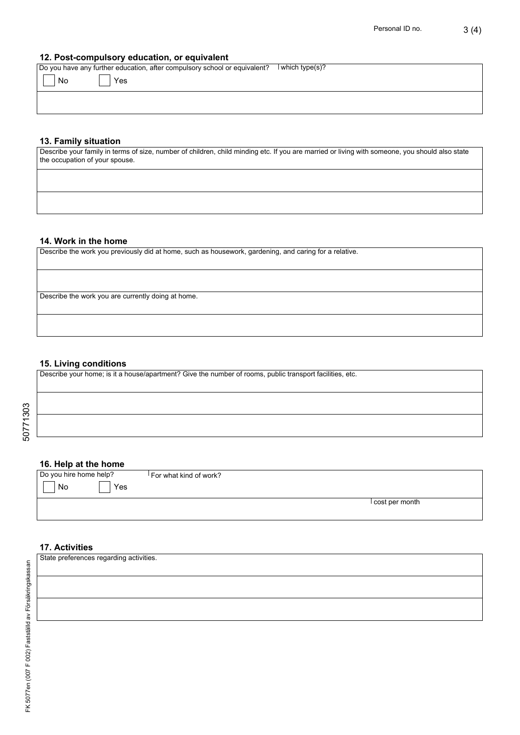## 12. Post-compulsory education, or equivalent

Do you have any further education, after compulsory school or equivalent? | which type(s)?

☐ No ☐ Yes

## 13. Family situation

Describe your family in terms of size, number of children, child minding etc. If you are married or living with someone, you should also state the occupation of your spouse.

## 14. Work in the home

Describe the work you previously did at home, such as housework, gardening, and caring for a relative.

Describe the work you are currently doing at home.

## 15. Living conditions

Describe your home; is it a house/apartment? Give the number of rooms, public transport facilities, etc.

## 16. Help at the home

Do you hire home help? | For what kind of work?

☐ No ☐ Yes

cost per month

## 17. Activities

State preferences regarding activities.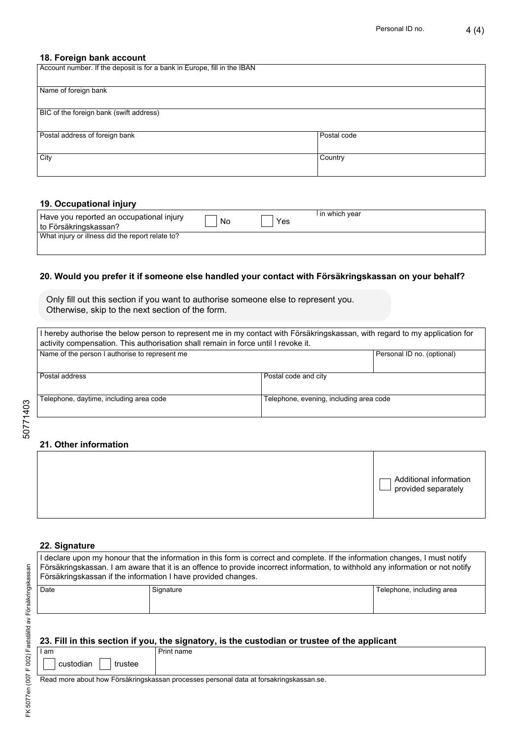## 18. Foreign bank account

| |
|---|
| Account number. If the deposit is for a bank in Europe, fill in the IBAN |
| Name of foreign bank |
| BIC of the foreign bank (swift address) |

| | |
|---|---|
| Postal address of foreign bank | Postal code |
| City | Country |

## 19. Occupational injury

| | | | |
|---|---|---|---|
| Have you reported an occupational injury to Försäkringskassan? | ☐ No | ☐ Yes | in which year |
| What injury or illness did the report relate to? | | | |

## 20. Would you prefer it if someone else handled your contact with Försäkringskassan on your behalf?

Only fill out this section if you want to authorise someone else to represent you. Otherwise, skip to the next section of the form.

I hereby authorise the below person to represent me in my contact with Försäkringskassan, with regard to my application for activity compensation. This authorisation shall remain in force until I revoke it.

| | |
|---|---|
| Name of the person I authorise to represent me | Personal ID no. (optional) |
| Postal address | Postal code and city |
| Telephone, daytime, including area code | Telephone, evening, including area code |

## 21. Other information

| | |
|---|---|
| | ☐ Additional information provided separately |

## 22. Signature

I declare upon my honour that the information in this form is correct and complete. If the information changes, I must notify Försäkringskassan. I am aware that it is an offence to provide incorrect information, to withhold any information or not notify Försäkringskassan if the information I have provided changes.

| | | |
|---|---|---|
| Date | Signature | Telephone, including area |

## 23. Fill in this section if you, the signatory, is the custodian or trustee of the applicant

| | |
|---|---|
| I am ☐ custodian ☐ trustee | Print name |

Read more about how Försäkringskassan processes personal data at forsakringskassan.se.